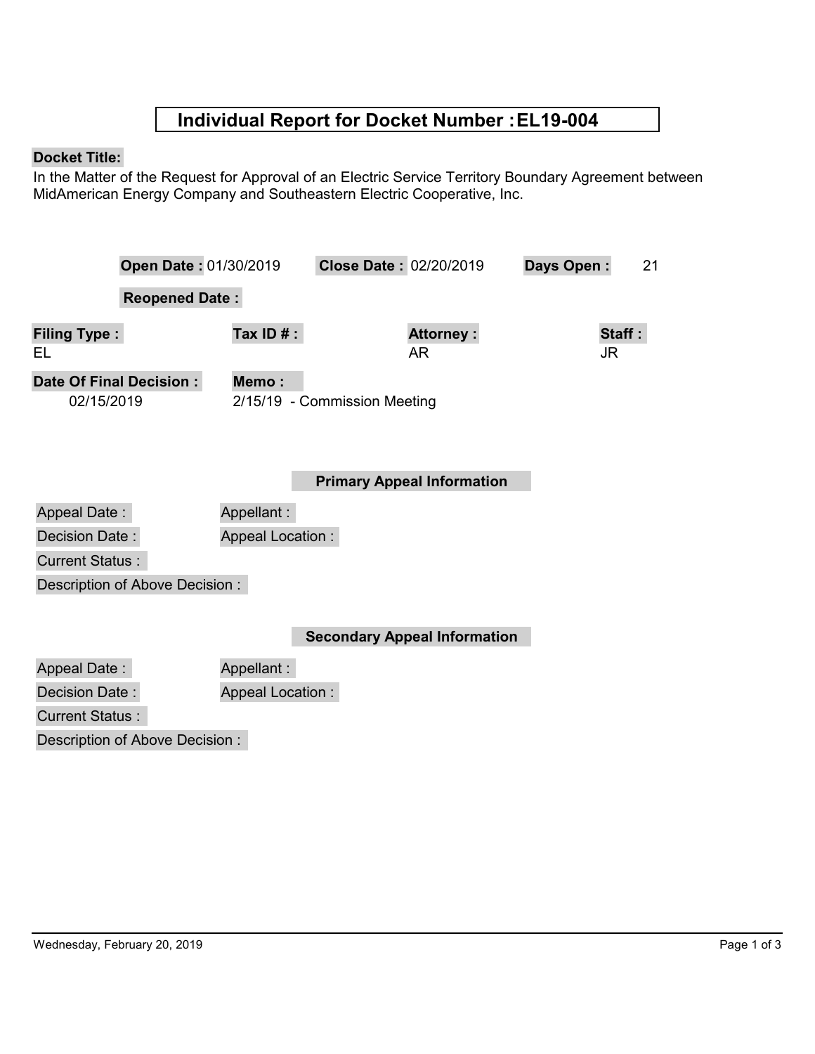# Individual Report for Docket Number : EL19-004

**Docket Title:**

In the Matter of the Request for Approval of an Electric Service Territory Boundary Agreement between MidAmerican Energy Company and Southeastern Electric Cooperative, Inc.

**Open Date :** 01/30/2019 **Close Date :** 02/20/2019 **Days Open :** 21

**Reopened Date :**

| Filing Type : | Tax ID # : | Attorney : | Staff : |
|---|---|---|---|
| EL | | AR | JR |

**Date Of Final Decision :** 02/15/2019

**Memo :** 2/15/19 - Commission Meeting

## Primary Appeal Information

Appeal Date :

Appellant :

Decision Date :

Appeal Location :

Current Status :

Description of Above Decision :

## Secondary Appeal Information

Appeal Date :

Appellant :

Decision Date :

Appeal Location :

Current Status :

Description of Above Decision :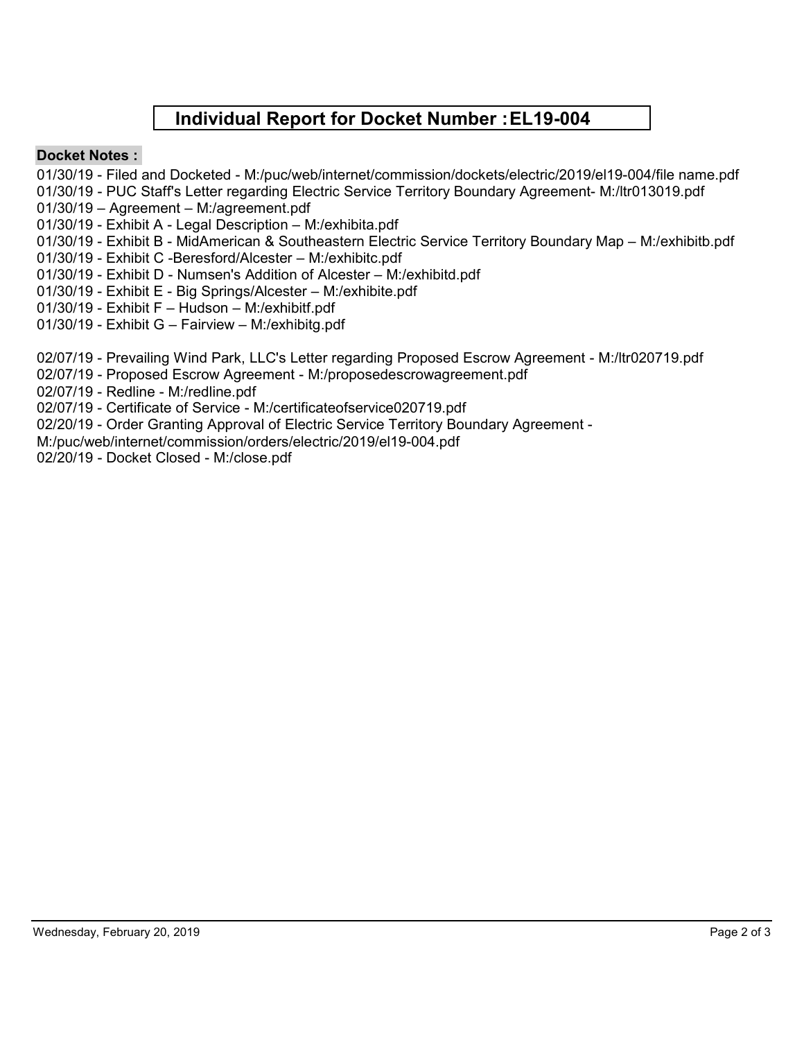# Individual Report for Docket Number : EL19-004

**Docket Notes :**

01/30/19 - Filed and Docketed - M:/puc/web/internet/commission/dockets/electric/2019/el19-004/file name.pdf
01/30/19 - PUC Staff's Letter regarding Electric Service Territory Boundary Agreement- M:/ltr013019.pdf
01/30/19 – Agreement – M:/agreement.pdf
01/30/19 - Exhibit A - Legal Description – M:/exhibita.pdf
01/30/19 - Exhibit B - MidAmerican & Southeastern Electric Service Territory Boundary Map – M:/exhibitb.pdf
01/30/19 - Exhibit C -Beresford/Alcester – M:/exhibitc.pdf
01/30/19 - Exhibit D - Numsen's Addition of Alcester – M:/exhibitd.pdf
01/30/19 - Exhibit E - Big Springs/Alcester – M:/exhibite.pdf
01/30/19 - Exhibit F – Hudson – M:/exhibitf.pdf
01/30/19 - Exhibit G – Fairview – M:/exhibitg.pdf

02/07/19 - Prevailing Wind Park, LLC's Letter regarding Proposed Escrow Agreement - M:/ltr020719.pdf
02/07/19 - Proposed Escrow Agreement - M:/proposedescrowagreement.pdf
02/07/19 - Redline - M:/redline.pdf
02/07/19 - Certificate of Service - M:/certificateofservice020719.pdf
02/20/19 - Order Granting Approval of Electric Service Territory Boundary Agreement - M:/puc/web/internet/commission/orders/electric/2019/el19-004.pdf
02/20/19 - Docket Closed - M:/close.pdf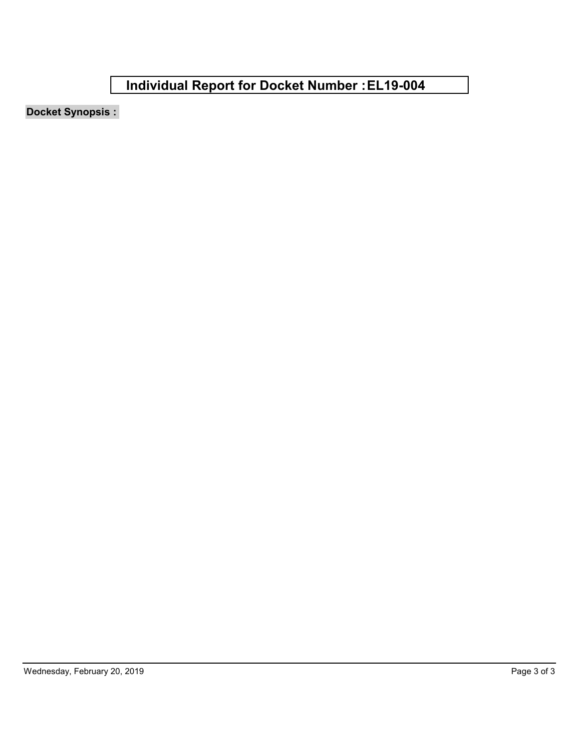# Individual Report for Docket Number : EL19-004

**Docket Synopsis :**